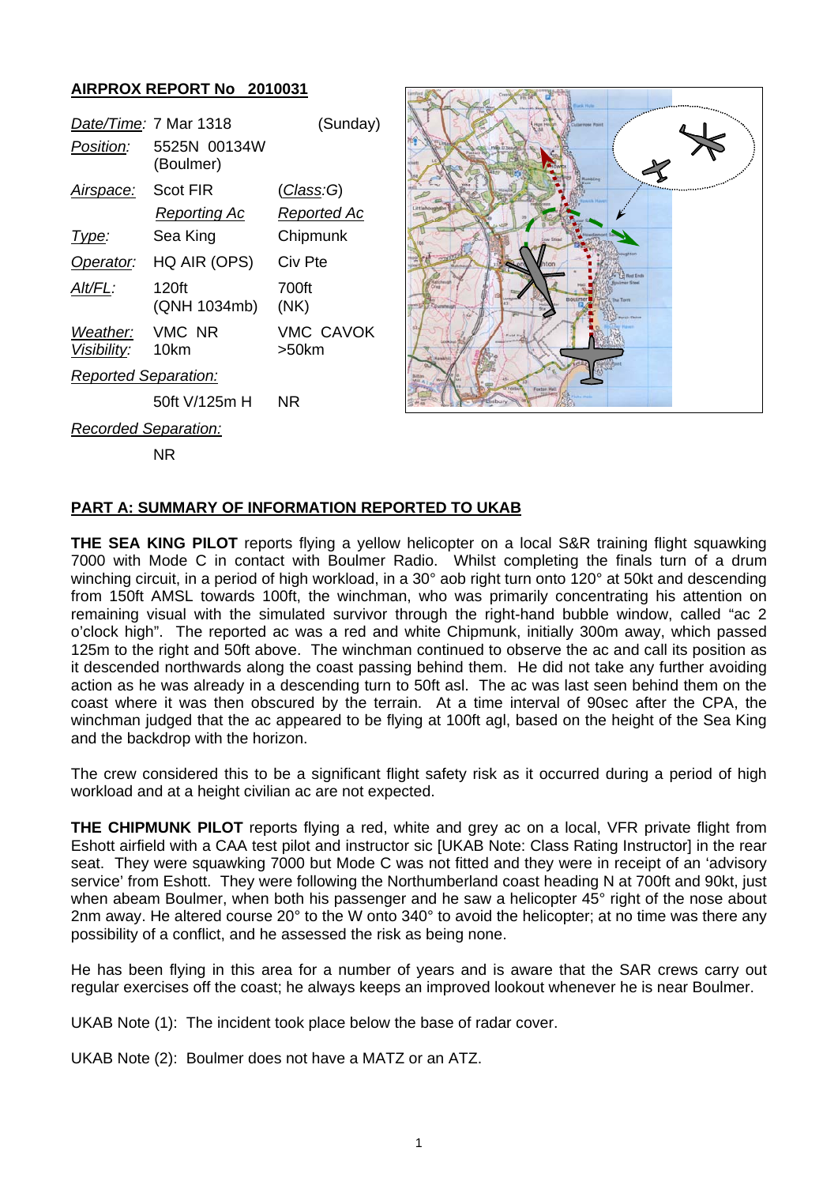## AIRPROX REPORT No 2010031

| | | |
|---|---|---|
| *Date/Time:* | 7 Mar 1318 | (Sunday) |
| *Position:* | 5525N 00134W (Boulmer) | |
| *Airspace:* | Scot FIR | (*Class*:G) |
| | *Reporting Ac* | *Reported Ac* |
| *Type:* | Sea King | Chipmunk |
| *Operator:* | HQ AIR (OPS) | Civ Pte |
| *Alt/FL:* | 120ft (QNH 1034mb) | 700ft (NK) |
| *Weather:* *Visibility:* | VMC NR 10km | VMC CAVOK >50km |
| *Reported Separation:* | | |
| | 50ft V/125m H | NR |
| *Recorded Separation:* | | |
| | NR | |

## PART A: SUMMARY OF INFORMATION REPORTED TO UKAB

**THE SEA KING PILOT** reports flying a yellow helicopter on a local S&R training flight squawking 7000 with Mode C in contact with Boulmer Radio. Whilst completing the finals turn of a drum winching circuit, in a period of high workload, in a 30° aob right turn onto 120° at 50kt and descending from 150ft AMSL towards 100ft, the winchman, who was primarily concentrating his attention on remaining visual with the simulated survivor through the right-hand bubble window, called "ac 2 o'clock high". The reported ac was a red and white Chipmunk, initially 300m away, which passed 125m to the right and 50ft above. The winchman continued to observe the ac and call its position as it descended northwards along the coast passing behind them. He did not take any further avoiding action as he was already in a descending turn to 50ft asl. The ac was last seen behind them on the coast where it was then obscured by the terrain. At a time interval of 90sec after the CPA, the winchman judged that the ac appeared to be flying at 100ft agl, based on the height of the Sea King and the backdrop with the horizon.

The crew considered this to be a significant flight safety risk as it occurred during a period of high workload and at a height civilian ac are not expected.

**THE CHIPMUNK PILOT** reports flying a red, white and grey ac on a local, VFR private flight from Eshott airfield with a CAA test pilot and instructor sic [UKAB Note: Class Rating Instructor] in the rear seat. They were squawking 7000 but Mode C was not fitted and they were in receipt of an 'advisory service' from Eshott. They were following the Northumberland coast heading N at 700ft and 90kt, just when abeam Boulmer, when both his passenger and he saw a helicopter 45° right of the nose about 2nm away. He altered course 20° to the W onto 340° to avoid the helicopter; at no time was there any possibility of a conflict, and he assessed the risk as being none.

He has been flying in this area for a number of years and is aware that the SAR crews carry out regular exercises off the coast; he always keeps an improved lookout whenever he is near Boulmer.

UKAB Note (1): The incident took place below the base of radar cover.

UKAB Note (2): Boulmer does not have a MATZ or an ATZ.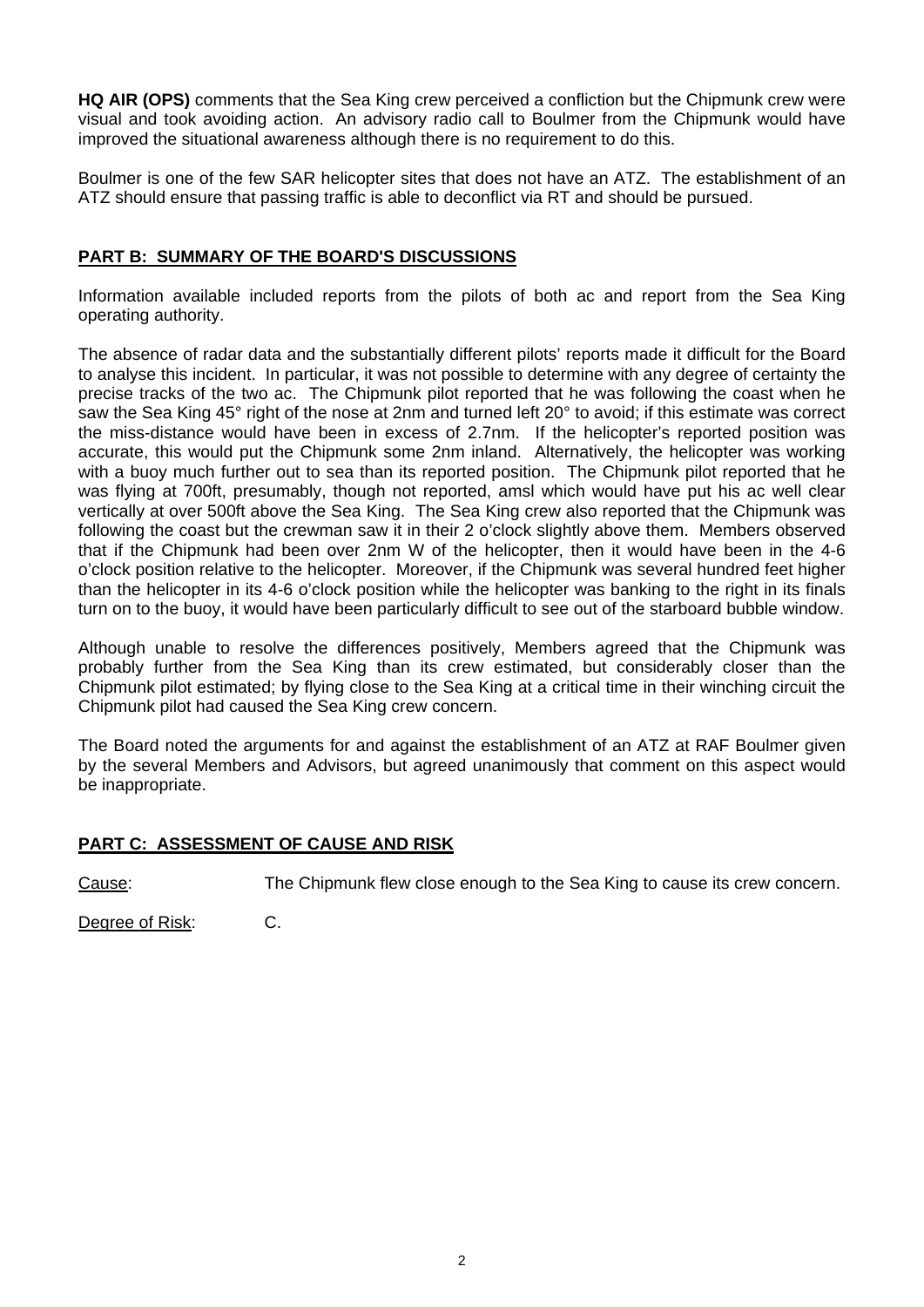**HQ AIR (OPS)** comments that the Sea King crew perceived a confliction but the Chipmunk crew were visual and took avoiding action. An advisory radio call to Boulmer from the Chipmunk would have improved the situational awareness although there is no requirement to do this.

Boulmer is one of the few SAR helicopter sites that does not have an ATZ. The establishment of an ATZ should ensure that passing traffic is able to deconflict via RT and should be pursued.

## PART B: SUMMARY OF THE BOARD'S DISCUSSIONS

Information available included reports from the pilots of both ac and report from the Sea King operating authority.

The absence of radar data and the substantially different pilots' reports made it difficult for the Board to analyse this incident. In particular, it was not possible to determine with any degree of certainty the precise tracks of the two ac. The Chipmunk pilot reported that he was following the coast when he saw the Sea King 45° right of the nose at 2nm and turned left 20° to avoid; if this estimate was correct the miss-distance would have been in excess of 2.7nm. If the helicopter's reported position was accurate, this would put the Chipmunk some 2nm inland. Alternatively, the helicopter was working with a buoy much further out to sea than its reported position. The Chipmunk pilot reported that he was flying at 700ft, presumably, though not reported, amsl which would have put his ac well clear vertically at over 500ft above the Sea King. The Sea King crew also reported that the Chipmunk was following the coast but the crewman saw it in their 2 o'clock slightly above them. Members observed that if the Chipmunk had been over 2nm W of the helicopter, then it would have been in the 4-6 o'clock position relative to the helicopter. Moreover, if the Chipmunk was several hundred feet higher than the helicopter in its 4-6 o'clock position while the helicopter was banking to the right in its finals turn on to the buoy, it would have been particularly difficult to see out of the starboard bubble window.

Although unable to resolve the differences positively, Members agreed that the Chipmunk was probably further from the Sea King than its crew estimated, but considerably closer than the Chipmunk pilot estimated; by flying close to the Sea King at a critical time in their winching circuit the Chipmunk pilot had caused the Sea King crew concern.

The Board noted the arguments for and against the establishment of an ATZ at RAF Boulmer given by the several Members and Advisors, but agreed unanimously that comment on this aspect would be inappropriate.

## PART C: ASSESSMENT OF CAUSE AND RISK

Cause: The Chipmunk flew close enough to the Sea King to cause its crew concern.

Degree of Risk: C.